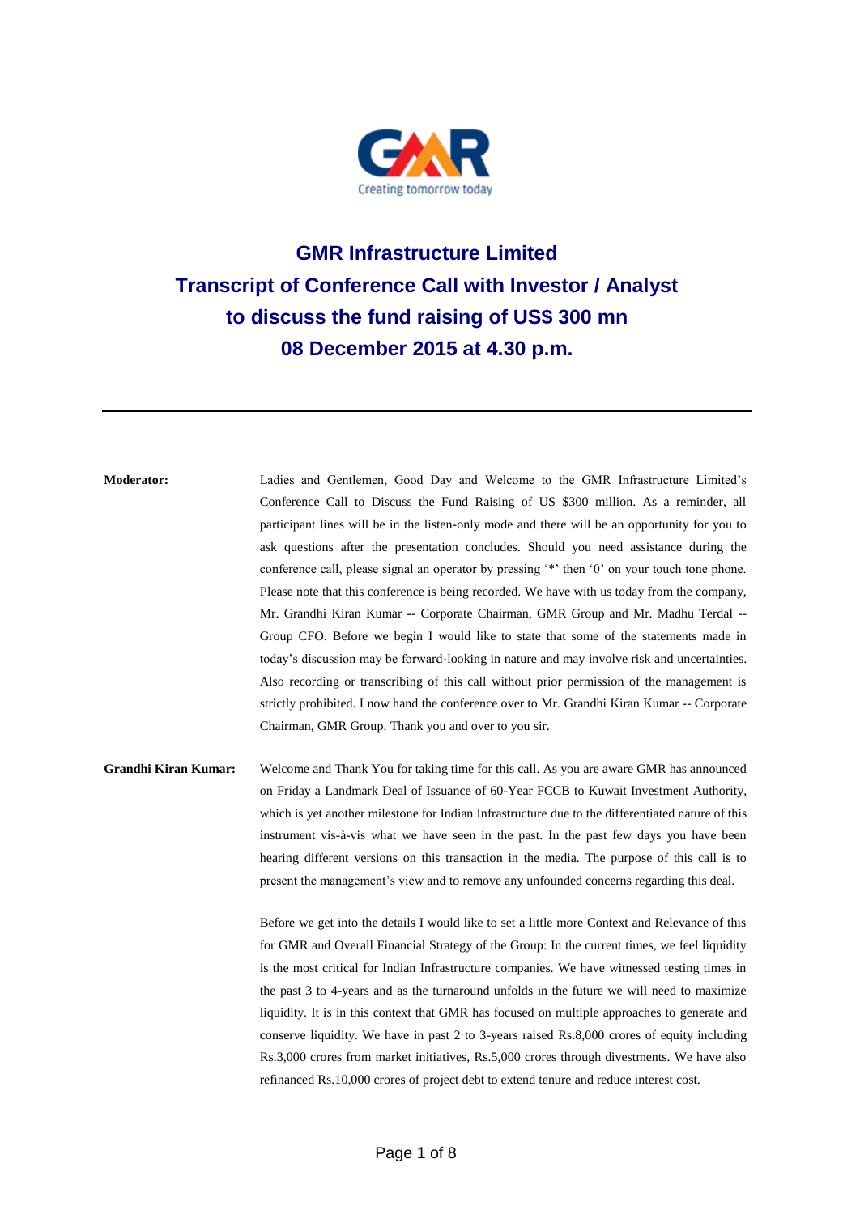# GMR Infrastructure Limited
# Transcript of Conference Call with Investor / Analyst to discuss the fund raising of US$ 300 mn
# 08 December 2015 at 4.30 p.m.

---

**Moderator:** Ladies and Gentlemen, Good Day and Welcome to the GMR Infrastructure Limited's Conference Call to Discuss the Fund Raising of US $300 million. As a reminder, all participant lines will be in the listen-only mode and there will be an opportunity for you to ask questions after the presentation concludes. Should you need assistance during the conference call, please signal an operator by pressing '*' then '0' on your touch tone phone. Please note that this conference is being recorded. We have with us today from the company, Mr. Grandhi Kiran Kumar -- Corporate Chairman, GMR Group and Mr. Madhu Terdal -- Group CFO. Before we begin I would like to state that some of the statements made in today's discussion may be forward-looking in nature and may involve risk and uncertainties. Also recording or transcribing of this call without prior permission of the management is strictly prohibited. I now hand the conference over to Mr. Grandhi Kiran Kumar -- Corporate Chairman, GMR Group. Thank you and over to you sir.

**Grandhi Kiran Kumar:** Welcome and Thank You for taking time for this call. As you are aware GMR has announced on Friday a Landmark Deal of Issuance of 60-Year FCCB to Kuwait Investment Authority, which is yet another milestone for Indian Infrastructure due to the differentiated nature of this instrument vis-à-vis what we have seen in the past. In the past few days you have been hearing different versions on this transaction in the media. The purpose of this call is to present the management's view and to remove any unfounded concerns regarding this deal.

Before we get into the details I would like to set a little more Context and Relevance of this for GMR and Overall Financial Strategy of the Group: In the current times, we feel liquidity is the most critical for Indian Infrastructure companies. We have witnessed testing times in the past 3 to 4-years and as the turnaround unfolds in the future we will need to maximize liquidity. It is in this context that GMR has focused on multiple approaches to generate and conserve liquidity. We have in past 2 to 3-years raised Rs.8,000 crores of equity including Rs.3,000 crores from market initiatives, Rs.5,000 crores through divestments. We have also refinanced Rs.10,000 crores of project debt to extend tenure and reduce interest cost.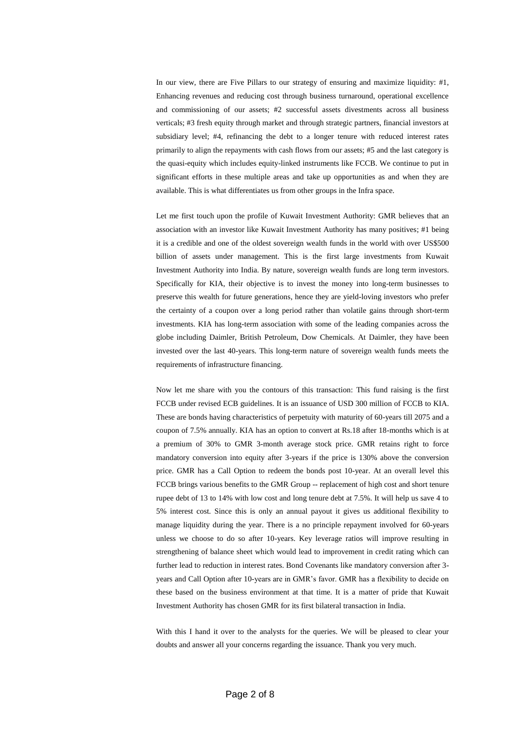In our view, there are Five Pillars to our strategy of ensuring and maximize liquidity: #1, Enhancing revenues and reducing cost through business turnaround, operational excellence and commissioning of our assets; #2 successful assets divestments across all business verticals; #3 fresh equity through market and through strategic partners, financial investors at subsidiary level; #4, refinancing the debt to a longer tenure with reduced interest rates primarily to align the repayments with cash flows from our assets; #5 and the last category is the quasi-equity which includes equity-linked instruments like FCCB. We continue to put in significant efforts in these multiple areas and take up opportunities as and when they are available. This is what differentiates us from other groups in the Infra space.

Let me first touch upon the profile of Kuwait Investment Authority: GMR believes that an association with an investor like Kuwait Investment Authority has many positives; #1 being it is a credible and one of the oldest sovereign wealth funds in the world with over US$500 billion of assets under management. This is the first large investments from Kuwait Investment Authority into India. By nature, sovereign wealth funds are long term investors. Specifically for KIA, their objective is to invest the money into long-term businesses to preserve this wealth for future generations, hence they are yield-loving investors who prefer the certainty of a coupon over a long period rather than volatile gains through short-term investments. KIA has long-term association with some of the leading companies across the globe including Daimler, British Petroleum, Dow Chemicals. At Daimler, they have been invested over the last 40-years. This long-term nature of sovereign wealth funds meets the requirements of infrastructure financing.

Now let me share with you the contours of this transaction: This fund raising is the first FCCB under revised ECB guidelines. It is an issuance of USD 300 million of FCCB to KIA. These are bonds having characteristics of perpetuity with maturity of 60-years till 2075 and a coupon of 7.5% annually. KIA has an option to convert at Rs.18 after 18-months which is at a premium of 30% to GMR 3-month average stock price. GMR retains right to force mandatory conversion into equity after 3-years if the price is 130% above the conversion price. GMR has a Call Option to redeem the bonds post 10-year. At an overall level this FCCB brings various benefits to the GMR Group -- replacement of high cost and short tenure rupee debt of 13 to 14% with low cost and long tenure debt at 7.5%. It will help us save 4 to 5% interest cost. Since this is only an annual payout it gives us additional flexibility to manage liquidity during the year. There is a no principle repayment involved for 60-years unless we choose to do so after 10-years. Key leverage ratios will improve resulting in strengthening of balance sheet which would lead to improvement in credit rating which can further lead to reduction in interest rates. Bond Covenants like mandatory conversion after 3-years and Call Option after 10-years are in GMR's favor. GMR has a flexibility to decide on these based on the business environment at that time. It is a matter of pride that Kuwait Investment Authority has chosen GMR for its first bilateral transaction in India.

With this I hand it over to the analysts for the queries. We will be pleased to clear your doubts and answer all your concerns regarding the issuance. Thank you very much.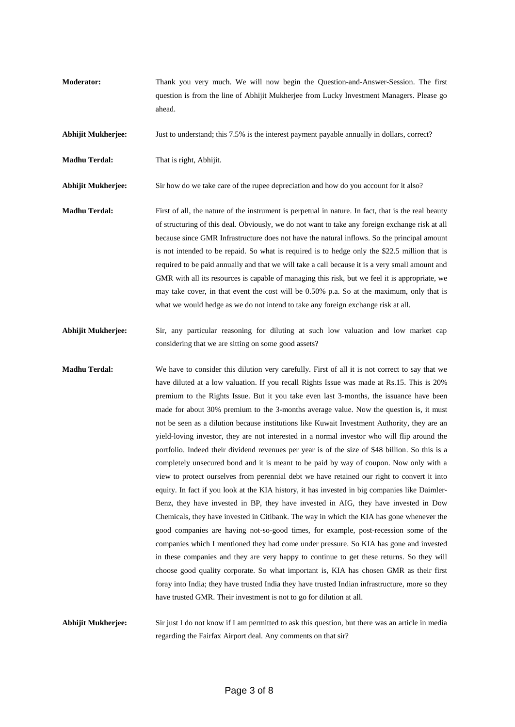**Moderator:** Thank you very much. We will now begin the Question-and-Answer-Session. The first question is from the line of Abhijit Mukherjee from Lucky Investment Managers. Please go ahead.

**Abhijit Mukherjee:** Just to understand; this 7.5% is the interest payment payable annually in dollars, correct?

**Madhu Terdal:** That is right, Abhijit.

**Abhijit Mukherjee:** Sir how do we take care of the rupee depreciation and how do you account for it also?

**Madhu Terdal:** First of all, the nature of the instrument is perpetual in nature. In fact, that is the real beauty of structuring of this deal. Obviously, we do not want to take any foreign exchange risk at all because since GMR Infrastructure does not have the natural inflows. So the principal amount is not intended to be repaid. So what is required is to hedge only the $22.5 million that is required to be paid annually and that we will take a call because it is a very small amount and GMR with all its resources is capable of managing this risk, but we feel it is appropriate, we may take cover, in that event the cost will be 0.50% p.a. So at the maximum, only that is what we would hedge as we do not intend to take any foreign exchange risk at all.

**Abhijit Mukherjee:** Sir, any particular reasoning for diluting at such low valuation and low market cap considering that we are sitting on some good assets?

**Madhu Terdal:** We have to consider this dilution very carefully. First of all it is not correct to say that we have diluted at a low valuation. If you recall Rights Issue was made at Rs.15. This is 20% premium to the Rights Issue. But it you take even last 3-months, the issuance have been made for about 30% premium to the 3-months average value. Now the question is, it must not be seen as a dilution because institutions like Kuwait Investment Authority, they are an yield-loving investor, they are not interested in a normal investor who will flip around the portfolio. Indeed their dividend revenues per year is of the size of $48 billion. So this is a completely unsecured bond and it is meant to be paid by way of coupon. Now only with a view to protect ourselves from perennial debt we have retained our right to convert it into equity. In fact if you look at the KIA history, it has invested in big companies like Daimler-Benz, they have invested in BP, they have invested in AIG, they have invested in Dow Chemicals, they have invested in Citibank. The way in which the KIA has gone whenever the good companies are having not-so-good times, for example, post-recession some of the companies which I mentioned they had come under pressure. So KIA has gone and invested in these companies and they are very happy to continue to get these returns. So they will choose good quality corporate. So what important is, KIA has chosen GMR as their first foray into India; they have trusted India they have trusted Indian infrastructure, more so they have trusted GMR. Their investment is not to go for dilution at all.

**Abhijit Mukherjee:** Sir just I do not know if I am permitted to ask this question, but there was an article in media regarding the Fairfax Airport deal. Any comments on that sir?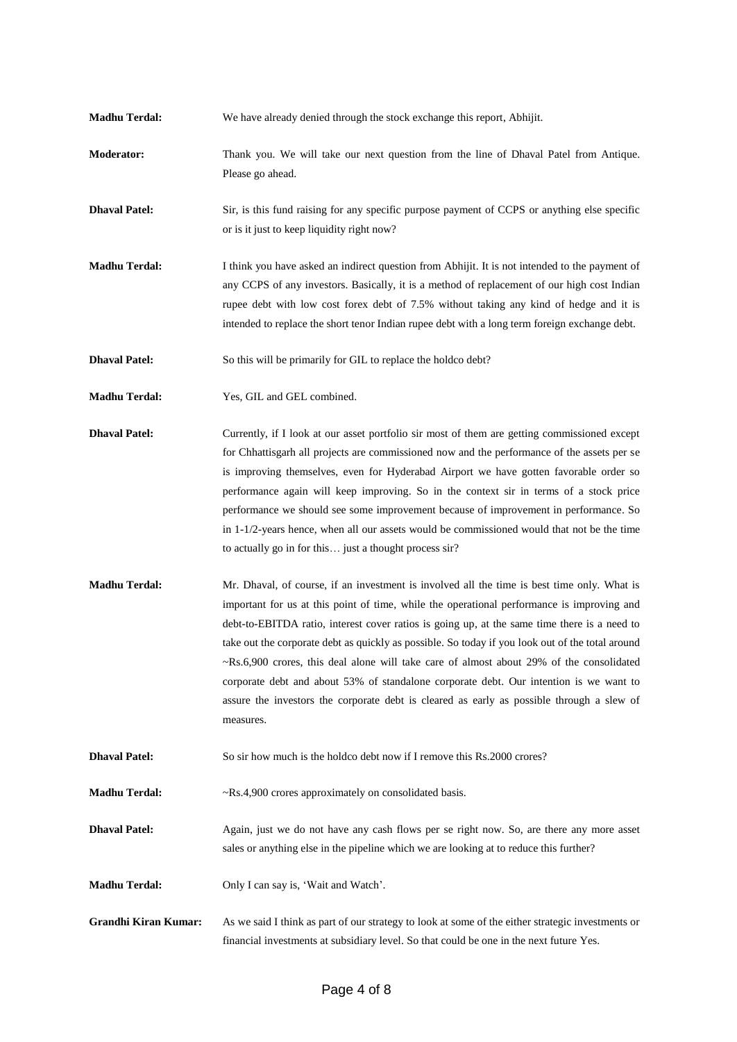**Madhu Terdal:** We have already denied through the stock exchange this report, Abhijit.

**Moderator:** Thank you. We will take our next question from the line of Dhaval Patel from Antique. Please go ahead.

**Dhaval Patel:** Sir, is this fund raising for any specific purpose payment of CCPS or anything else specific or is it just to keep liquidity right now?

**Madhu Terdal:** I think you have asked an indirect question from Abhijit. It is not intended to the payment of any CCPS of any investors. Basically, it is a method of replacement of our high cost Indian rupee debt with low cost forex debt of 7.5% without taking any kind of hedge and it is intended to replace the short tenor Indian rupee debt with a long term foreign exchange debt.

**Dhaval Patel:** So this will be primarily for GIL to replace the holdco debt?

**Madhu Terdal:** Yes, GIL and GEL combined.

**Dhaval Patel:** Currently, if I look at our asset portfolio sir most of them are getting commissioned except for Chhattisgarh all projects are commissioned now and the performance of the assets per se is improving themselves, even for Hyderabad Airport we have gotten favorable order so performance again will keep improving. So in the context sir in terms of a stock price performance we should see some improvement because of improvement in performance. So in 1-1/2-years hence, when all our assets would be commissioned would that not be the time to actually go in for this… just a thought process sir?

**Madhu Terdal:** Mr. Dhaval, of course, if an investment is involved all the time is best time only. What is important for us at this point of time, while the operational performance is improving and debt-to-EBITDA ratio, interest cover ratios is going up, at the same time there is a need to take out the corporate debt as quickly as possible. So today if you look out of the total around ~Rs.6,900 crores, this deal alone will take care of almost about 29% of the consolidated corporate debt and about 53% of standalone corporate debt. Our intention is we want to assure the investors the corporate debt is cleared as early as possible through a slew of measures.

**Dhaval Patel:** So sir how much is the holdco debt now if I remove this Rs.2000 crores?

**Madhu Terdal:** ~Rs.4,900 crores approximately on consolidated basis.

**Dhaval Patel:** Again, just we do not have any cash flows per se right now. So, are there any more asset sales or anything else in the pipeline which we are looking at to reduce this further?

**Madhu Terdal:** Only I can say is, 'Wait and Watch'.

**Grandhi Kiran Kumar:** As we said I think as part of our strategy to look at some of the either strategic investments or financial investments at subsidiary level. So that could be one in the next future Yes.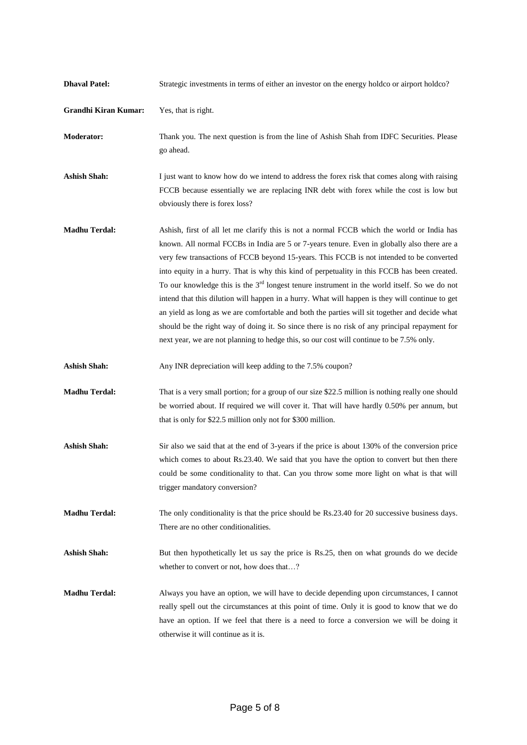**Dhaval Patel:** Strategic investments in terms of either an investor on the energy holdco or airport holdco?

**Grandhi Kiran Kumar:** Yes, that is right.

**Moderator:** Thank you. The next question is from the line of Ashish Shah from IDFC Securities. Please go ahead.

**Ashish Shah:** I just want to know how do we intend to address the forex risk that comes along with raising FCCB because essentially we are replacing INR debt with forex while the cost is low but obviously there is forex loss?

**Madhu Terdal:** Ashish, first of all let me clarify this is not a normal FCCB which the world or India has known. All normal FCCBs in India are 5 or 7-years tenure. Even in globally also there are a very few transactions of FCCB beyond 15-years. This FCCB is not intended to be converted into equity in a hurry. That is why this kind of perpetuality in this FCCB has been created. To our knowledge this is the 3rd longest tenure instrument in the world itself. So we do not intend that this dilution will happen in a hurry. What will happen is they will continue to get an yield as long as we are comfortable and both the parties will sit together and decide what should be the right way of doing it. So since there is no risk of any principal repayment for next year, we are not planning to hedge this, so our cost will continue to be 7.5% only.

**Ashish Shah:** Any INR depreciation will keep adding to the 7.5% coupon?

**Madhu Terdal:** That is a very small portion; for a group of our size $22.5 million is nothing really one should be worried about. If required we will cover it. That will have hardly 0.50% per annum, but that is only for $22.5 million only not for $300 million.

**Ashish Shah:** Sir also we said that at the end of 3-years if the price is about 130% of the conversion price which comes to about Rs.23.40. We said that you have the option to convert but then there could be some conditionality to that. Can you throw some more light on what is that will trigger mandatory conversion?

**Madhu Terdal:** The only conditionality is that the price should be Rs.23.40 for 20 successive business days. There are no other conditionalities.

**Ashish Shah:** But then hypothetically let us say the price is Rs.25, then on what grounds do we decide whether to convert or not, how does that…?

**Madhu Terdal:** Always you have an option, we will have to decide depending upon circumstances, I cannot really spell out the circumstances at this point of time. Only it is good to know that we do have an option. If we feel that there is a need to force a conversion we will be doing it otherwise it will continue as it is.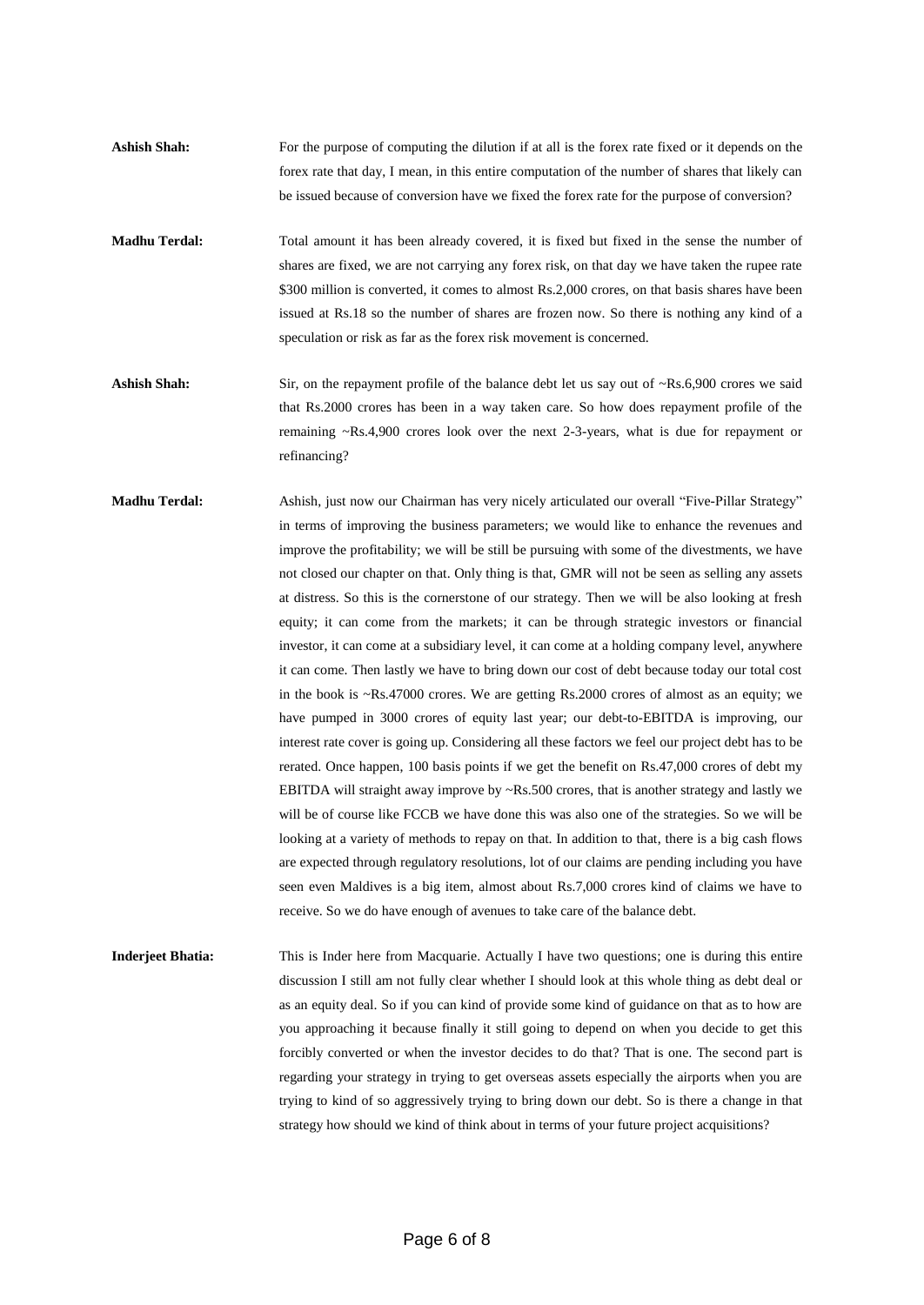**Ashish Shah:** For the purpose of computing the dilution if at all is the forex rate fixed or it depends on the forex rate that day, I mean, in this entire computation of the number of shares that likely can be issued because of conversion have we fixed the forex rate for the purpose of conversion?

**Madhu Terdal:** Total amount it has been already covered, it is fixed but fixed in the sense the number of shares are fixed, we are not carrying any forex risk, on that day we have taken the rupee rate \$300 million is converted, it comes to almost Rs.2,000 crores, on that basis shares have been issued at Rs.18 so the number of shares are frozen now. So there is nothing any kind of a speculation or risk as far as the forex risk movement is concerned.

**Ashish Shah:** Sir, on the repayment profile of the balance debt let us say out of ~Rs.6,900 crores we said that Rs.2000 crores has been in a way taken care. So how does repayment profile of the remaining ~Rs.4,900 crores look over the next 2-3-years, what is due for repayment or refinancing?

**Madhu Terdal:** Ashish, just now our Chairman has very nicely articulated our overall "Five-Pillar Strategy" in terms of improving the business parameters; we would like to enhance the revenues and improve the profitability; we will be still be pursuing with some of the divestments, we have not closed our chapter on that. Only thing is that, GMR will not be seen as selling any assets at distress. So this is the cornerstone of our strategy. Then we will be also looking at fresh equity; it can come from the markets; it can be through strategic investors or financial investor, it can come at a subsidiary level, it can come at a holding company level, anywhere it can come. Then lastly we have to bring down our cost of debt because today our total cost in the book is ~Rs.47000 crores. We are getting Rs.2000 crores of almost as an equity; we have pumped in 3000 crores of equity last year; our debt-to-EBITDA is improving, our interest rate cover is going up. Considering all these factors we feel our project debt has to be rerated. Once happen, 100 basis points if we get the benefit on Rs.47,000 crores of debt my EBITDA will straight away improve by ~Rs.500 crores, that is another strategy and lastly we will be of course like FCCB we have done this was also one of the strategies. So we will be looking at a variety of methods to repay on that. In addition to that, there is a big cash flows are expected through regulatory resolutions, lot of our claims are pending including you have seen even Maldives is a big item, almost about Rs.7,000 crores kind of claims we have to receive. So we do have enough of avenues to take care of the balance debt.

**Inderjeet Bhatia:** This is Inder here from Macquarie. Actually I have two questions; one is during this entire discussion I still am not fully clear whether I should look at this whole thing as debt deal or as an equity deal. So if you can kind of provide some kind of guidance on that as to how are you approaching it because finally it still going to depend on when you decide to get this forcibly converted or when the investor decides to do that? That is one. The second part is regarding your strategy in trying to get overseas assets especially the airports when you are trying to kind of so aggressively trying to bring down our debt. So is there a change in that strategy how should we kind of think about in terms of your future project acquisitions?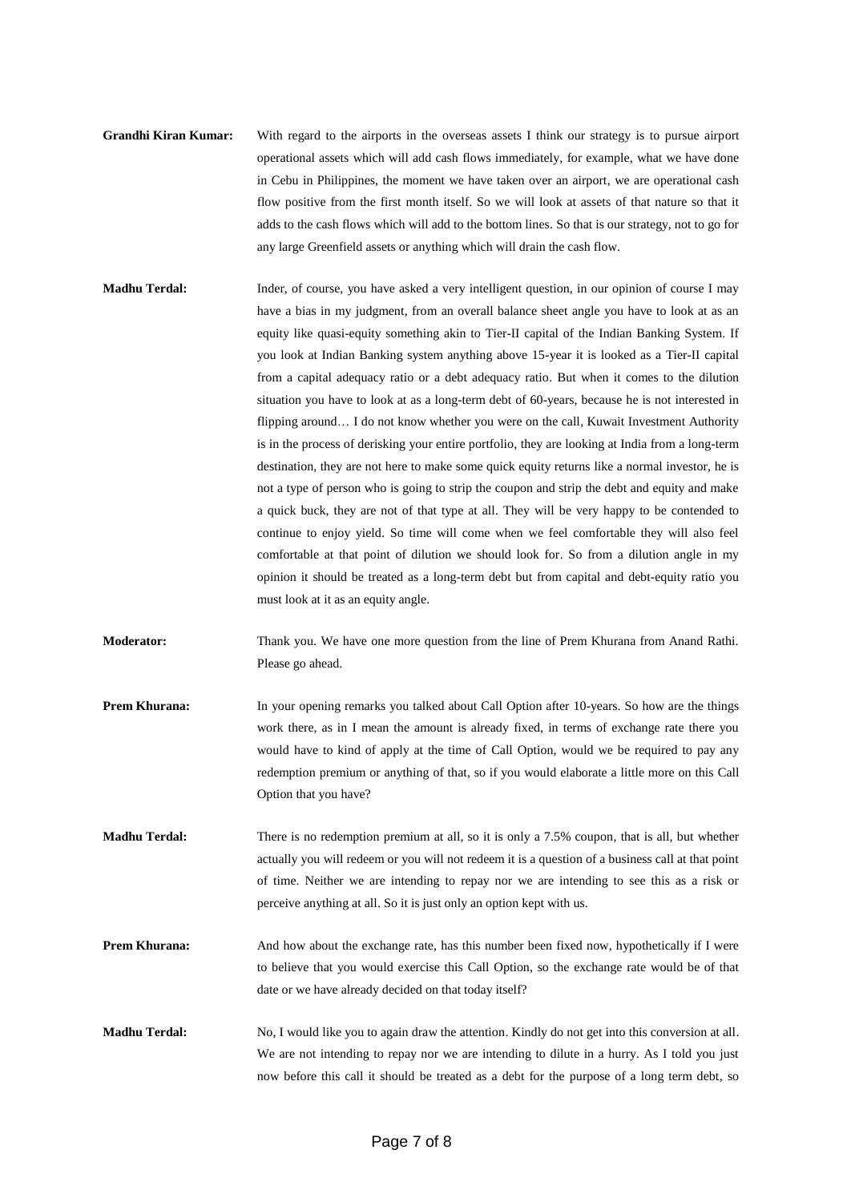**Grandhi Kiran Kumar:** With regard to the airports in the overseas assets I think our strategy is to pursue airport operational assets which will add cash flows immediately, for example, what we have done in Cebu in Philippines, the moment we have taken over an airport, we are operational cash flow positive from the first month itself. So we will look at assets of that nature so that it adds to the cash flows which will add to the bottom lines. So that is our strategy, not to go for any large Greenfield assets or anything which will drain the cash flow.

**Madhu Terdal:** Inder, of course, you have asked a very intelligent question, in our opinion of course I may have a bias in my judgment, from an overall balance sheet angle you have to look at as an equity like quasi-equity something akin to Tier-II capital of the Indian Banking System. If you look at Indian Banking system anything above 15-year it is looked as a Tier-II capital from a capital adequacy ratio or a debt adequacy ratio. But when it comes to the dilution situation you have to look at as a long-term debt of 60-years, because he is not interested in flipping around… I do not know whether you were on the call, Kuwait Investment Authority is in the process of derisking your entire portfolio, they are looking at India from a long-term destination, they are not here to make some quick equity returns like a normal investor, he is not a type of person who is going to strip the coupon and strip the debt and equity and make a quick buck, they are not of that type at all. They will be very happy to be contended to continue to enjoy yield. So time will come when we feel comfortable they will also feel comfortable at that point of dilution we should look for. So from a dilution angle in my opinion it should be treated as a long-term debt but from capital and debt-equity ratio you must look at it as an equity angle.

**Moderator:** Thank you. We have one more question from the line of Prem Khurana from Anand Rathi. Please go ahead.

**Prem Khurana:** In your opening remarks you talked about Call Option after 10-years. So how are the things work there, as in I mean the amount is already fixed, in terms of exchange rate there you would have to kind of apply at the time of Call Option, would we be required to pay any redemption premium or anything of that, so if you would elaborate a little more on this Call Option that you have?

**Madhu Terdal:** There is no redemption premium at all, so it is only a 7.5% coupon, that is all, but whether actually you will redeem or you will not redeem it is a question of a business call at that point of time. Neither we are intending to repay nor we are intending to see this as a risk or perceive anything at all. So it is just only an option kept with us.

**Prem Khurana:** And how about the exchange rate, has this number been fixed now, hypothetically if I were to believe that you would exercise this Call Option, so the exchange rate would be of that date or we have already decided on that today itself?

**Madhu Terdal:** No, I would like you to again draw the attention. Kindly do not get into this conversion at all. We are not intending to repay nor we are intending to dilute in a hurry. As I told you just now before this call it should be treated as a debt for the purpose of a long term debt, so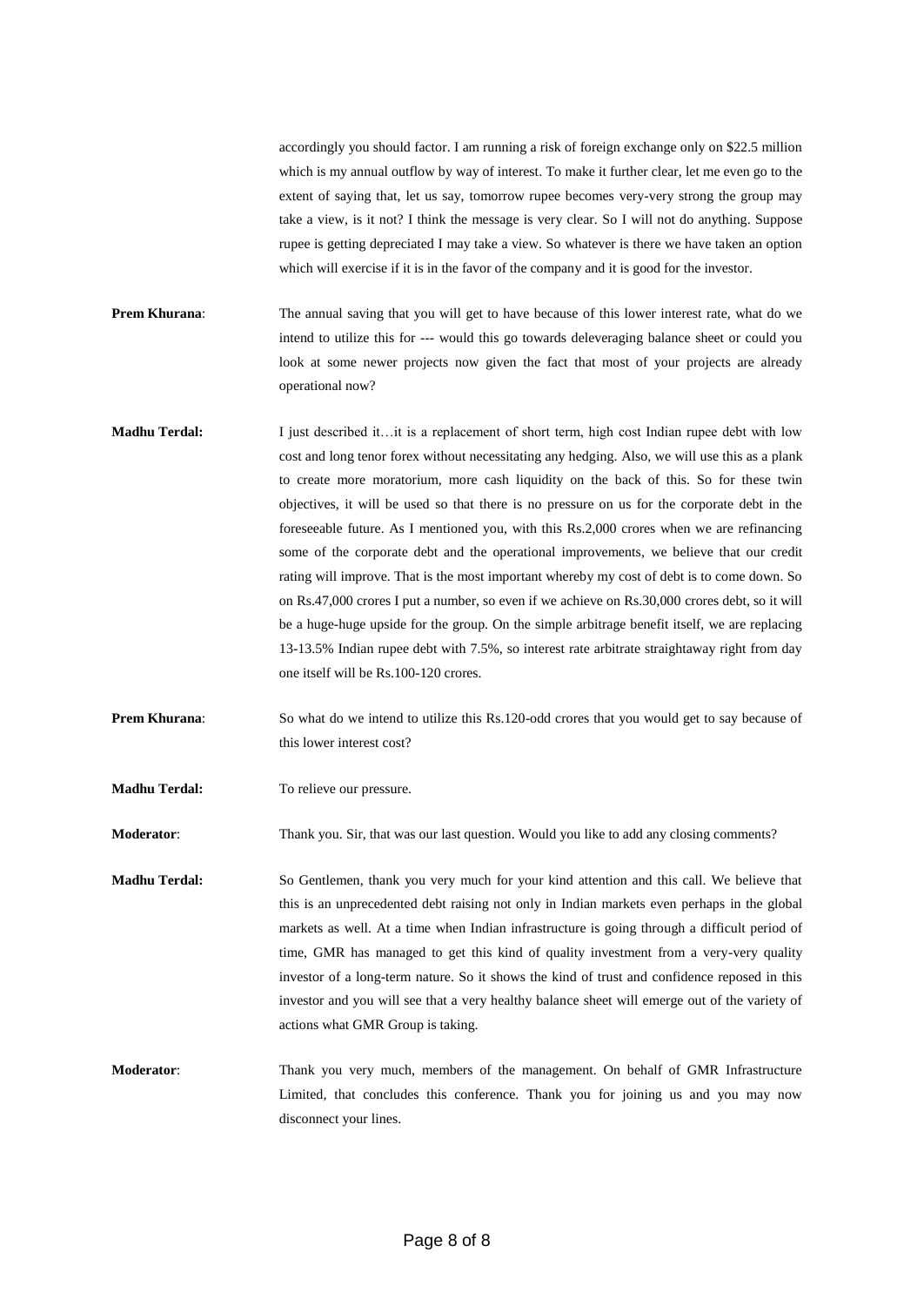accordingly you should factor. I am running a risk of foreign exchange only on $22.5 million which is my annual outflow by way of interest. To make it further clear, let me even go to the extent of saying that, let us say, tomorrow rupee becomes very-very strong the group may take a view, is it not? I think the message is very clear. So I will not do anything. Suppose rupee is getting depreciated I may take a view. So whatever is there we have taken an option which will exercise if it is in the favor of the company and it is good for the investor.

**Prem Khurana**: The annual saving that you will get to have because of this lower interest rate, what do we intend to utilize this for --- would this go towards deleveraging balance sheet or could you look at some newer projects now given the fact that most of your projects are already operational now?

**Madhu Terdal:** I just described it…it is a replacement of short term, high cost Indian rupee debt with low cost and long tenor forex without necessitating any hedging. Also, we will use this as a plank to create more moratorium, more cash liquidity on the back of this. So for these twin objectives, it will be used so that there is no pressure on us for the corporate debt in the foreseeable future. As I mentioned you, with this Rs.2,000 crores when we are refinancing some of the corporate debt and the operational improvements, we believe that our credit rating will improve. That is the most important whereby my cost of debt is to come down. So on Rs.47,000 crores I put a number, so even if we achieve on Rs.30,000 crores debt, so it will be a huge-huge upside for the group. On the simple arbitrage benefit itself, we are replacing 13-13.5% Indian rupee debt with 7.5%, so interest rate arbitrate straightaway right from day one itself will be Rs.100-120 crores.

**Prem Khurana**: So what do we intend to utilize this Rs.120-odd crores that you would get to say because of this lower interest cost?

**Madhu Terdal:** To relieve our pressure.

**Moderator**: Thank you. Sir, that was our last question. Would you like to add any closing comments?

**Madhu Terdal:** So Gentlemen, thank you very much for your kind attention and this call. We believe that this is an unprecedented debt raising not only in Indian markets even perhaps in the global markets as well. At a time when Indian infrastructure is going through a difficult period of time, GMR has managed to get this kind of quality investment from a very-very quality investor of a long-term nature. So it shows the kind of trust and confidence reposed in this investor and you will see that a very healthy balance sheet will emerge out of the variety of actions what GMR Group is taking.

**Moderator**: Thank you very much, members of the management. On behalf of GMR Infrastructure Limited, that concludes this conference. Thank you for joining us and you may now disconnect your lines.